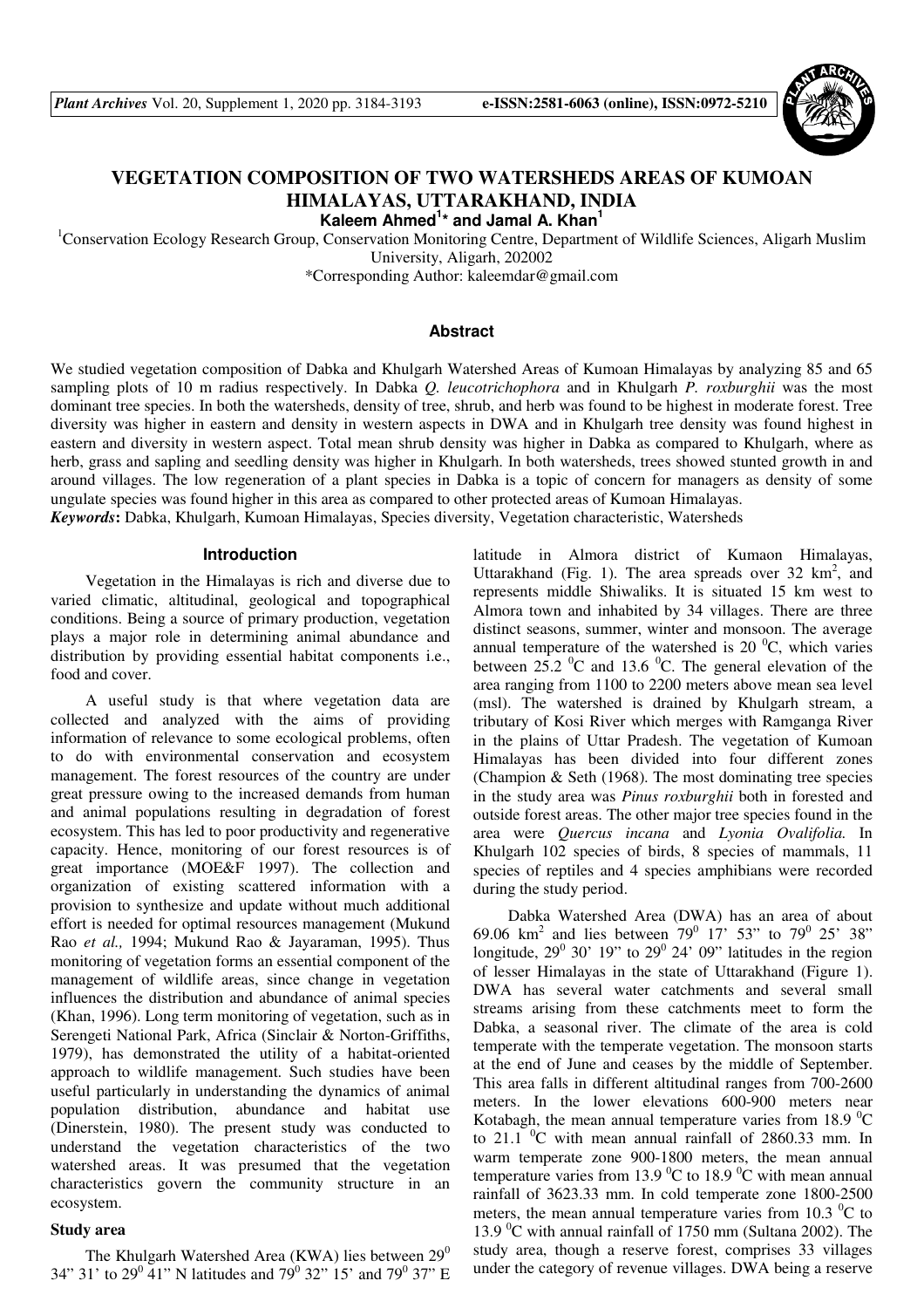# VEGETATION COMPOSITION OF TWO WATERSHEDS AREAS OF KUMOAN HIMALAYAS, UTTARAKHAND, INDIA

**Kaleem Ahmed[1]* and Jamal A. Khan[1]**

[1]Conservation Ecology Research Group, Conservation Monitoring Centre, Department of Wildlife Sciences, Aligarh Muslim University, Aligarh, 202002

*Corresponding Author: kaleemdar@gmail.com

## Abstract

We studied vegetation composition of Dabka and Khulgarh Watershed Areas of Kumoan Himalayas by analyzing 85 and 65 sampling plots of 10 m radius respectively. In Dabka *Q. leucotrichophora* and in Khulgarh *P. roxburghii* was the most dominant tree species. In both the watersheds, density of tree, shrub, and herb was found to be highest in moderate forest. Tree diversity was higher in eastern and density in western aspects in DWA and in Khulgarh tree density was found highest in eastern and diversity in western aspect. Total mean shrub density was higher in Dabka as compared to Khulgarh, where as herb, grass and sapling and seedling density was higher in Khulgarh. In both watersheds, trees showed stunted growth in and around villages. The low regeneration of a plant species in Dabka is a topic of concern for managers as density of some ungulate species was found higher in this area as compared to other protected areas of Kumoan Himalayas.

***Keywords*:** Dabka, Khulgarh, Kumoan Himalayas, Species diversity, Vegetation characteristic, Watersheds

## Introduction

Vegetation in the Himalayas is rich and diverse due to varied climatic, altitudinal, geological and topographical conditions. Being a source of primary production, vegetation plays a major role in determining animal abundance and distribution by providing essential habitat components i.e., food and cover.

A useful study is that where vegetation data are collected and analyzed with the aims of providing information of relevance to some ecological problems, often to do with environmental conservation and ecosystem management. The forest resources of the country are under great pressure owing to the increased demands from human and animal populations resulting in degradation of forest ecosystem. This has led to poor productivity and regenerative capacity. Hence, monitoring of our forest resources is of great importance (MOE&F 1997). The collection and organization of existing scattered information with a provision to synthesize and update without much additional effort is needed for optimal resources management (Mukund Rao *et al.,* 1994; Mukund Rao & Jayaraman, 1995). Thus monitoring of vegetation forms an essential component of the management of wildlife areas, since change in vegetation influences the distribution and abundance of animal species (Khan, 1996). Long term monitoring of vegetation, such as in Serengeti National Park, Africa (Sinclair & Norton-Griffiths, 1979), has demonstrated the utility of a habitat-oriented approach to wildlife management. Such studies have been useful particularly in understanding the dynamics of animal population distribution, abundance and habitat use (Dinerstein, 1980). The present study was conducted to understand the vegetation characteristics of the two watershed areas. It was presumed that the vegetation characteristics govern the community structure in an ecosystem.

### Study area

The Khulgarh Watershed Area (KWA) lies between $29^0$ 34" 31' to $29^0$ 41" N latitudes and $79^0$ 32" 15' and $79^0$ 37" E latitude in Almora district of Kumaon Himalayas, Uttarakhand (Fig. 1). The area spreads over 32 $km^2$, and represents middle Shiwaliks. It is situated 15 km west to Almora town and inhabited by 34 villages. There are three distinct seasons, summer, winter and monsoon. The average annual temperature of the watershed is 20 $^0$C, which varies between 25.2 $^0$C and 13.6 $^0$C. The general elevation of the area ranging from 1100 to 2200 meters above mean sea level (msl). The watershed is drained by Khulgarh stream, a tributary of Kosi River which merges with Ramganga River in the plains of Uttar Pradesh. The vegetation of Kumoan Himalayas has been divided into four different zones (Champion & Seth (1968). The most dominating tree species in the study area was *Pinus roxburghii* both in forested and outside forest areas. The other major tree species found in the area were *Quercus incana* and *Lyonia Ovalifolia.* In Khulgarh 102 species of birds, 8 species of mammals, 11 species of reptiles and 4 species amphibians were recorded during the study period.

Dabka Watershed Area (DWA) has an area of about 69.06 $km^2$ and lies between $79^0$ 17' 53" to $79^0$ 25' 38" longitude, $29^0$ 30' 19" to $29^0$ 24' 09" latitudes in the region of lesser Himalayas in the state of Uttarakhand (Figure 1). DWA has several water catchments and several small streams arising from these catchments meet to form the Dabka, a seasonal river. The climate of the area is cold temperate with the temperate vegetation. The monsoon starts at the end of June and ceases by the middle of September. This area falls in different altitudinal ranges from 700-2600 meters. In the lower elevations 600-900 meters near Kotabagh, the mean annual temperature varies from 18.9 $^0$C to 21.1 $^0$C with mean annual rainfall of 2860.33 mm. In warm temperate zone 900-1800 meters, the mean annual temperature varies from 13.9 $^0$C to 18.9 $^0$C with mean annual rainfall of 3623.33 mm. In cold temperate zone 1800-2500 meters, the mean annual temperature varies from 10.3 $^0$C to 13.9 $^0$C with annual rainfall of 1750 mm (Sultana 2002). The study area, though a reserve forest, comprises 33 villages under the category of revenue villages. DWA being a reserve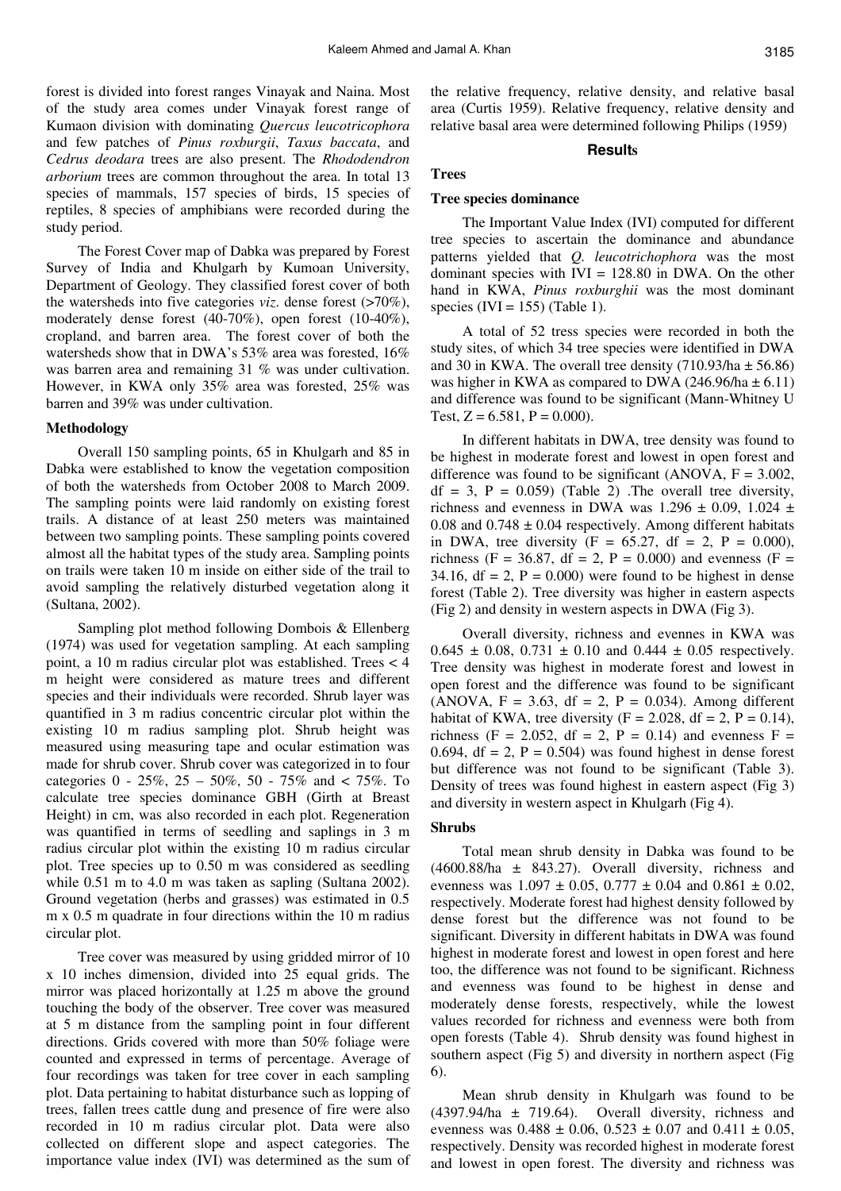forest is divided into forest ranges Vinayak and Naina. Most of the study area comes under Vinayak forest range of Kumaon division with dominating *Quercus leucotricophora* and few patches of *Pinus roxburgii*, *Taxus baccata*, and *Cedrus deodara* trees are also present. The *Rhododendron arborium* trees are common throughout the area. In total 13 species of mammals, 157 species of birds, 15 species of reptiles, 8 species of amphibians were recorded during the study period.

The Forest Cover map of Dabka was prepared by Forest Survey of India and Khulgarh by Kumoan University, Department of Geology. They classified forest cover of both the watersheds into five categories *viz*. dense forest (>70%), moderately dense forest (40-70%), open forest (10-40%), cropland, and barren area. The forest cover of both the watersheds show that in DWA's 53% area was forested, 16% was barren area and remaining 31 % was under cultivation. However, in KWA only 35% area was forested, 25% was barren and 39% was under cultivation.

### Methodology

Overall 150 sampling points, 65 in Khulgarh and 85 in Dabka were established to know the vegetation composition of both the watersheds from October 2008 to March 2009. The sampling points were laid randomly on existing forest trails. A distance of at least 250 meters was maintained between two sampling points. These sampling points covered almost all the habitat types of the study area. Sampling points on trails were taken 10 m inside on either side of the trail to avoid sampling the relatively disturbed vegetation along it (Sultana, 2002).

Sampling plot method following Dombois & Ellenberg (1974) was used for vegetation sampling. At each sampling point, a 10 m radius circular plot was established. Trees < 4 m height were considered as mature trees and different species and their individuals were recorded. Shrub layer was quantified in 3 m radius concentric circular plot within the existing 10 m radius sampling plot. Shrub height was measured using measuring tape and ocular estimation was made for shrub cover. Shrub cover was categorized in to four categories 0 - 25%, 25 – 50%, 50 - 75% and < 75%. To calculate tree species dominance GBH (Girth at Breast Height) in cm, was also recorded in each plot. Regeneration was quantified in terms of seedling and saplings in 3 m radius circular plot within the existing 10 m radius circular plot. Tree species up to 0.50 m was considered as seedling while 0.51 m to 4.0 m was taken as sapling (Sultana 2002). Ground vegetation (herbs and grasses) was estimated in 0.5 m x 0.5 m quadrate in four directions within the 10 m radius circular plot.

Tree cover was measured by using gridded mirror of 10 x 10 inches dimension, divided into 25 equal grids. The mirror was placed horizontally at 1.25 m above the ground touching the body of the observer. Tree cover was measured at 5 m distance from the sampling point in four different directions. Grids covered with more than 50% foliage were counted and expressed in terms of percentage. Average of four recordings was taken for tree cover in each sampling plot. Data pertaining to habitat disturbance such as lopping of trees, fallen trees cattle dung and presence of fire were also recorded in 10 m radius circular plot. Data were also collected on different slope and aspect categories. The importance value index (IVI) was determined as the sum of the relative frequency, relative density, and relative basal area (Curtis 1959). Relative frequency, relative density and relative basal area were determined following Philips (1959)

## Results

### Trees

### Tree species dominance

The Important Value Index (IVI) computed for different tree species to ascertain the dominance and abundance patterns yielded that *Q. leucotrichophora* was the most dominant species with IVI = 128.80 in DWA. On the other hand in KWA, *Pinus roxburghii* was the most dominant species (IVI = 155) (Table 1).

A total of 52 tress species were recorded in both the study sites, of which 34 tree species were identified in DWA and 30 in KWA. The overall tree density (710.93/ha ± 56.86) was higher in KWA as compared to DWA (246.96/ha ± 6.11) and difference was found to be significant (Mann-Whitney U Test, Z = 6.581, P = 0.000).

In different habitats in DWA, tree density was found to be highest in moderate forest and lowest in open forest and difference was found to be significant (ANOVA, F = 3.002, df = 3, P = 0.059) (Table 2) .The overall tree diversity, richness and evenness in DWA was 1.296 ± 0.09, 1.024 ± 0.08 and 0.748 ± 0.04 respectively. Among different habitats in DWA, tree diversity (F = 65.27, df = 2, P = 0.000), richness (F = 36.87, df = 2, P = 0.000) and evenness (F = 34.16, df = 2, P = 0.000) were found to be highest in dense forest (Table 2). Tree diversity was higher in eastern aspects (Fig 2) and density in western aspects in DWA (Fig 3).

Overall diversity, richness and evennes in KWA was 0.645 ± 0.08, 0.731 ± 0.10 and 0.444 ± 0.05 respectively. Tree density was highest in moderate forest and lowest in open forest and the difference was found to be significant (ANOVA, F = 3.63, df = 2, P = 0.034). Among different habitat of KWA, tree diversity (F = 2.028, df = 2, P = 0.14), richness (F = 2.052, df = 2, P = 0.14) and evenness F = 0.694, df = 2, P = 0.504) was found highest in dense forest but difference was not found to be significant (Table 3). Density of trees was found highest in eastern aspect (Fig 3) and diversity in western aspect in Khulgarh (Fig 4).

### Shrubs

Total mean shrub density in Dabka was found to be (4600.88/ha ± 843.27). Overall diversity, richness and evenness was 1.097 ± 0.05, 0.777 ± 0.04 and 0.861 ± 0.02, respectively. Moderate forest had highest density followed by dense forest but the difference was not found to be significant. Diversity in different habitats in DWA was found highest in moderate forest and lowest in open forest and here too, the difference was not found to be significant. Richness and evenness was found to be highest in dense and moderately dense forests, respectively, while the lowest values recorded for richness and evenness were both from open forests (Table 4). Shrub density was found highest in southern aspect (Fig 5) and diversity in northern aspect (Fig 6).

Mean shrub density in Khulgarh was found to be (4397.94/ha ± 719.64). Overall diversity, richness and evenness was 0.488 ± 0.06, 0.523 ± 0.07 and 0.411 ± 0.05, respectively. Density was recorded highest in moderate forest and lowest in open forest. The diversity and richness was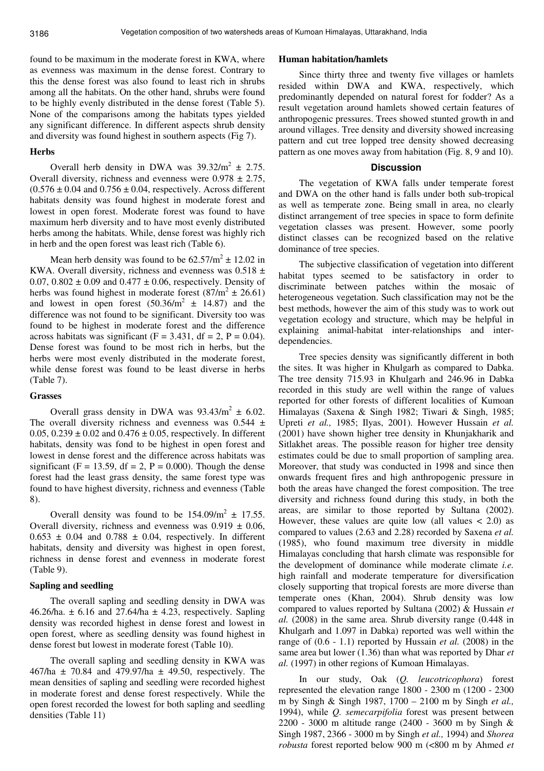found to be maximum in the moderate forest in KWA, where as evenness was maximum in the dense forest. Contrary to this the dense forest was also found to least rich in shrubs among all the habitats. On the other hand, shrubs were found to be highly evenly distributed in the dense forest (Table 5). None of the comparisons among the habitats types yielded any significant difference. In different aspects shrub density and diversity was found highest in southern aspects (Fig 7).

### Herbs

Overall herb density in DWA was $39.32/m^2 \pm 2.75$. Overall diversity, richness and evenness were $0.978 \pm 2.75$, ($0.576 \pm 0.04$ and $0.756 \pm 0.04$, respectively. Across different habitats density was found highest in moderate forest and lowest in open forest. Moderate forest was found to have maximum herb diversity and to have most evenly distributed herbs among the habitats. While, dense forest was highly rich in herb and the open forest was least rich (Table 6).

Mean herb density was found to be $62.57/m^2 \pm 12.02$ in KWA. Overall diversity, richness and evenness was $0.518 \pm 0.07$, $0.802 \pm 0.09$ and $0.477 \pm 0.06$, respectively. Density of herbs was found highest in moderate forest ($87/m^2 \pm 26.61$) and lowest in open forest ($50.36/m^2 \pm 14.87$) and the difference was not found to be significant. Diversity too was found to be highest in moderate forest and the difference across habitats was significant ($F = 3.431$, df = 2, $P = 0.04$). Dense forest was found to be most rich in herbs, but the herbs were most evenly distributed in the moderate forest, while dense forest was found to be least diverse in herbs (Table 7).

### Grasses

Overall grass density in DWA was $93.43/m^2 \pm 6.02$. The overall diversity richness and evenness was $0.544 \pm 0.05$, $0.239 \pm 0.02$ and $0.476 \pm 0.05$, respectively. In different habitats, density was fond to be highest in open forest and lowest in dense forest and the difference across habitats was significant ($F = 13.59$, df = 2, $P = 0.000$). Though the dense forest had the least grass density, the same forest type was found to have highest diversity, richness and evenness (Table 8).

Overall density was found to be $154.09/m^2 \pm 17.55$. Overall diversity, richness and evenness was $0.919 \pm 0.06$, $0.653 \pm 0.04$ and $0.788 \pm 0.04$, respectively. In different habitats, density and diversity was highest in open forest, richness in dense forest and evenness in moderate forest (Table 9).

### Sapling and seedling

The overall sapling and seedling density in DWA was 46.26/ha. ± 6.16 and 27.64/ha ± 4.23, respectively. Sapling density was recorded highest in dense forest and lowest in open forest, where as seedling density was found highest in dense forest but lowest in moderate forest (Table 10).

The overall sapling and seedling density in KWA was 467/ha ± 70.84 and 479.97/ha ± 49.50, respectively. The mean densities of sapling and seedling were recorded highest in moderate forest and dense forest respectively. While the open forest recorded the lowest for both sapling and seedling densities (Table 11)

### Human habitation/hamlets

Since thirty three and twenty five villages or hamlets resided within DWA and KWA, respectively, which predominantly depended on natural forest for fodder? As a result vegetation around hamlets showed certain features of anthropogenic pressures. Trees showed stunted growth in and around villages. Tree density and diversity showed increasing pattern and cut tree lopped tree density showed decreasing pattern as one moves away from habitation (Fig. 8, 9 and 10).

## Discussion

The vegetation of KWA falls under temperate forest and DWA on the other hand is falls under both sub-tropical as well as temperate zone. Being small in area, no clearly distinct arrangement of tree species in space to form definite vegetation classes was present. However, some poorly distinct classes can be recognized based on the relative dominance of tree species.

The subjective classification of vegetation into different habitat types seemed to be satisfactory in order to discriminate between patches within the mosaic of heterogeneous vegetation. Such classification may not be the best methods, however the aim of this study was to work out vegetation ecology and structure, which may be helpful in explaining animal-habitat inter-relationships and inter-dependencies.

Tree species density was significantly different in both the sites. It was higher in Khulgarh as compared to Dabka. The tree density 715.93 in Khulgarh and 246.96 in Dabka recorded in this study are well within the range of values reported for other forests of different localities of Kumoan Himalayas (Saxena & Singh 1982; Tiwari & Singh, 1985; Upreti *et al.,* 1985; Ilyas, 2001). However Hussain *et al.* (2001) have shown higher tree density in Khunjakharik and Sitlakhet areas. The possible reason for higher tree density estimates could be due to small proportion of sampling area. Moreover, that study was conducted in 1998 and since then onwards frequent fires and high anthropogenic pressure in both the areas have changed the forest composition. The tree diversity and richness found during this study, in both the areas, are similar to those reported by Sultana (2002). However, these values are quite low (all values < 2.0) as compared to values (2.63 and 2.28) recorded by Saxena *et al.* (1985), who found maximum tree diversity in middle Himalayas concluding that harsh climate was responsible for the development of dominance while moderate climate *i.e.* high rainfall and moderate temperature for diversification closely supporting that tropical forests are more diverse than temperate ones (Khan, 2004). Shrub density was low compared to values reported by Sultana (2002) & Hussain *et al.* (2008) in the same area. Shrub diversity range (0.448 in Khulgarh and 1.097 in Dabka) reported was well within the range of (0.6 - 1.1) reported by Hussain *et al.* (2008) in the same area but lower (1.36) than what was reported by Dhar *et al.* (1997) in other regions of Kumoan Himalayas.

In our study, Oak (*Q. leucotricophora*) forest represented the elevation range 1800 - 2300 m (1200 - 2300 m by Singh & Singh 1987, 1700 – 2100 m by Singh *et al.,* 1994), while *Q. semecarpifolia* forest was present between 2200 - 3000 m altitude range (2400 - 3600 m by Singh & Singh 1987, 2366 - 3000 m by Singh *et al.,* 1994) and *Shorea robusta* forest reported below 900 m (<800 m by Ahmed *et*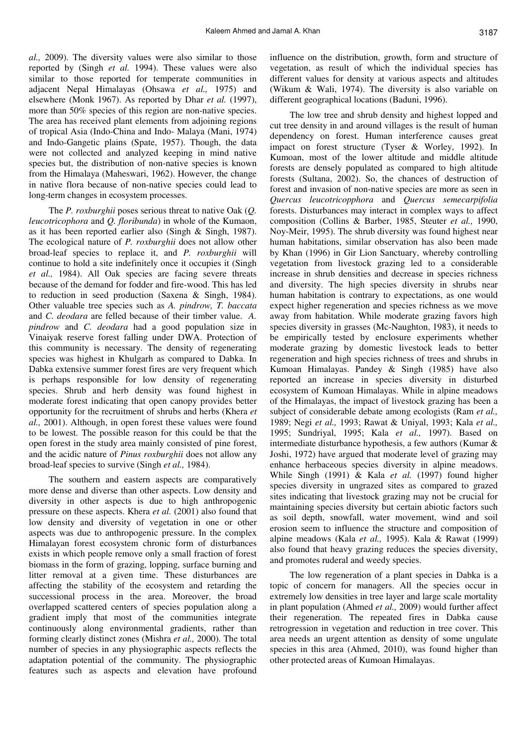*al.,* 2009). The diversity values were also similar to those reported by (Singh *et al.* 1994). These values were also similar to those reported for temperate communities in adjacent Nepal Himalayas (Ohsawa *et al.,* 1975) and elsewhere (Monk 1967). As reported by Dhar *et al.* (1997), more than 50% species of this region are non-native species. The area has received plant elements from adjoining regions of tropical Asia (Indo-China and Indo- Malaya (Mani, 1974) and Indo-Gangetic plains (Spate, 1957). Though, the data were not collected and analyzed keeping in mind native species but, the distribution of non-native species is known from the Himalaya (Maheswari, 1962). However, the change in native flora because of non-native species could lead to long-term changes in ecosystem processes.

The *P. roxburghii* poses serious threat to native Oak (*Q. leucotricophora* and *Q. floribunda*) in whole of the Kumaon, as it has been reported earlier also (Singh & Singh, 1987). The ecological nature of *P. roxburghii* does not allow other broad-leaf species to replace it, and *P. roxburghii* will continue to hold a site indefinitely once it occupies it (Singh *et al.,* 1984). All Oak species are facing severe threats because of the demand for fodder and fire-wood. This has led to reduction in seed production (Saxena & Singh, 1984). Other valuable tree species such as *A. pindrow, T. baccata* and *C. deodara* are felled because of their timber value. *A. pindrow* and *C. deodara* had a good population size in Vinaiyak reserve forest falling under DWA. Protection of this community is necessary. The density of regenerating species was highest in Khulgarh as compared to Dabka. In Dabka extensive summer forest fires are very frequent which is perhaps responsible for low density of regenerating species. Shrub and herb density was found highest in moderate forest indicating that open canopy provides better opportunity for the recruitment of shrubs and herbs (Khera *et al.,* 2001). Although, in open forest these values were found to be lowest. The possible reason for this could be that the open forest in the study area mainly consisted of pine forest, and the acidic nature of *Pinus roxburghii* does not allow any broad-leaf species to survive (Singh *et al.,* 1984).

The southern and eastern aspects are comparatively more dense and diverse than other aspects. Low density and diversity in other aspects is due to high anthropogenic pressure on these aspects. Khera *et al.* (2001) also found that low density and diversity of vegetation in one or other aspects was due to anthropogenic pressure. In the complex Himalayan forest ecosystem chronic form of disturbances exists in which people remove only a small fraction of forest biomass in the form of grazing, lopping, surface burning and litter removal at a given time. These disturbances are affecting the stability of the ecosystem and retarding the successional process in the area. Moreover, the broad overlapped scattered centers of species population along a gradient imply that most of the communities integrate continuously along environmental gradients, rather than forming clearly distinct zones (Mishra *et al.,* 2000). The total number of species in any physiographic aspects reflects the adaptation potential of the community. The physiographic features such as aspects and elevation have profound influence on the distribution, growth, form and structure of vegetation, as result of which the individual species has different values for density at various aspects and altitudes (Wikum & Wali, 1974). The diversity is also variable on different geographical locations (Baduni, 1996).

The low tree and shrub density and highest lopped and cut tree density in and around villages is the result of human dependency on forest. Human interference causes great impact on forest structure (Tyser & Worley, 1992). In Kumoan, most of the lower altitude and middle altitude forests are densely populated as compared to high altitude forests (Sultana, 2002). So, the chances of destruction of forest and invasion of non-native species are more as seen in *Quercus leucotricopphora* and *Quercus semecarpifolia* forests. Disturbances may interact in complex ways to affect composition (Collins & Barber, 1985, Steuter *et al.,* 1990, Noy-Meir, 1995). The shrub diversity was found highest near human habitations, similar observation has also been made by Khan (1996) in Gir Lion Sanctuary, whereby controlling vegetation from livestock grazing led to a considerable increase in shrub densities and decrease in species richness and diversity. The high species diversity in shrubs near human habitation is contrary to expectations, as one would expect higher regeneration and species richness as we move away from habitation. While moderate grazing favors high species diversity in grasses (Mc-Naughton, 1983), it needs to be empirically tested by enclosure experiments whether moderate grazing by domestic livestock leads to better regeneration and high species richness of trees and shrubs in Kumoan Himalayas. Pandey & Singh (1985) have also reported an increase in species diversity in disturbed ecosystem of Kumoan Himalayas. While in alpine meadows of the Himalayas, the impact of livestock grazing has been a subject of considerable debate among ecologists (Ram *et al.,* 1989; Negi *et al.,* 1993; Rawat & Uniyal, 1993; Kala *et al.,* 1995; Sundriyal, 1995; Kala *et al.,* 1997). Based on intermediate disturbance hypothesis, a few authors (Kumar & Joshi, 1972) have argued that moderate level of grazing may enhance herbaceous species diversity in alpine meadows. While Singh (1991) & Kala *et al.* (1997) found higher species diversity in ungrazed sites as compared to grazed sites indicating that livestock grazing may not be crucial for maintaining species diversity but certain abiotic factors such as soil depth, snowfall, water movement, wind and soil erosion seem to influence the structure and composition of alpine meadows (Kala *et al.,* 1995). Kala & Rawat (1999) also found that heavy grazing reduces the species diversity, and promotes ruderal and weedy species.

The low regeneration of a plant species in Dabka is a topic of concern for managers. All the species occur in extremely low densities in tree layer and large scale mortality in plant population (Ahmed *et al.,* 2009) would further affect their regeneration. The repeated fires in Dabka cause retrogression in vegetation and reduction in tree cover. This area needs an urgent attention as density of some ungulate species in this area (Ahmed, 2010), was found higher than other protected areas of Kumoan Himalayas.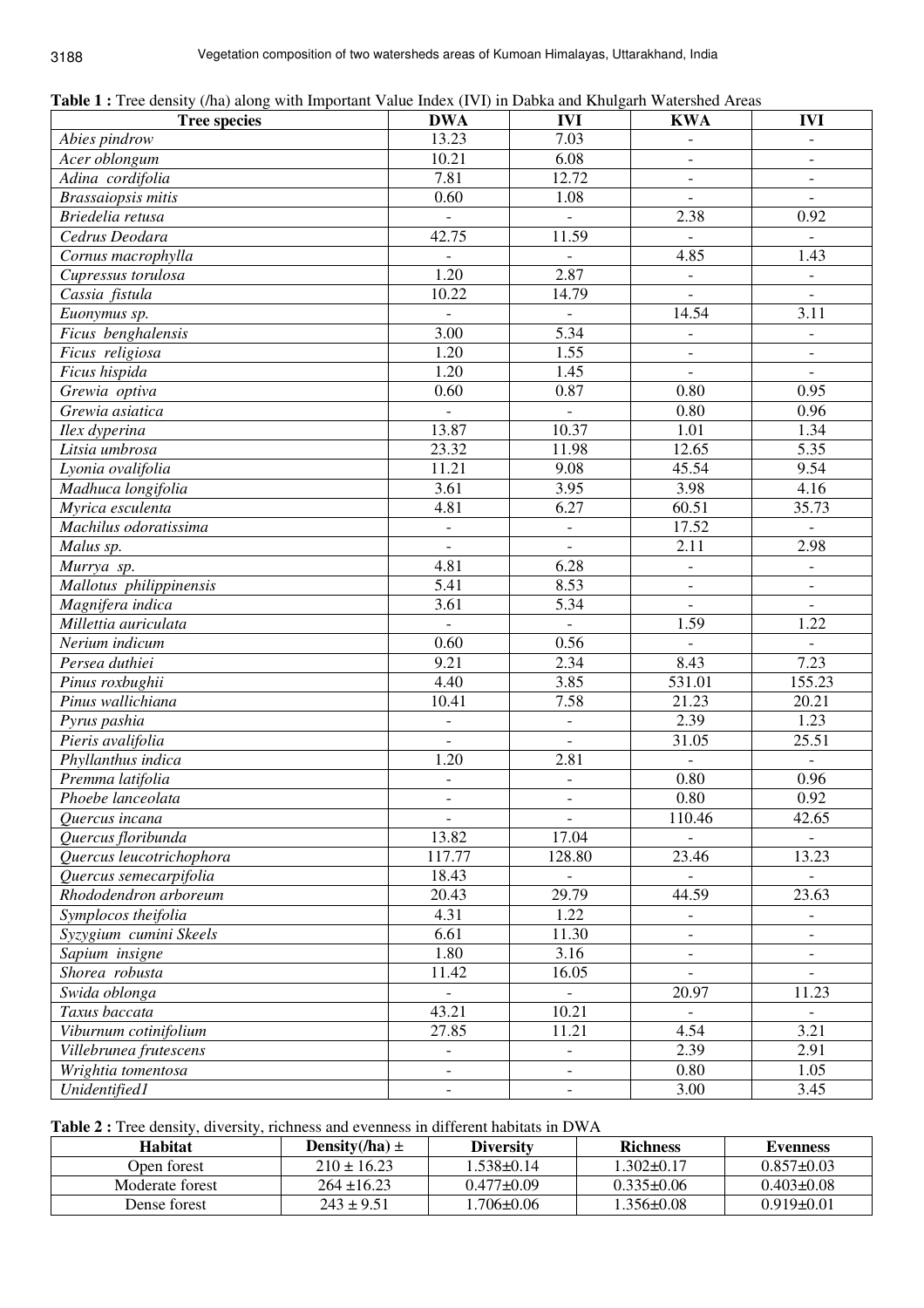**Table 1 :** Tree density (/ha) along with Important Value Index (IVI) in Dabka and Khulgarh Watershed Areas

| Tree species | DWA | IVI | KWA | IVI |
|---|---|---|---|---|
| *Abies pindrow* | 13.23 | 7.03 | - | - |
| *Acer oblongum* | 10.21 | 6.08 | - | - |
| *Adina cordifolia* | 7.81 | 12.72 | - | - |
| *Brassaiopsis mitis* | 0.60 | 1.08 | - | - |
| *Briedelia retusa* | - | - | 2.38 | 0.92 |
| *Cedrus Deodara* | 42.75 | 11.59 | - | - |
| *Cornus macrophylla* | - | - | 4.85 | 1.43 |
| *Cupressus torulosa* | 1.20 | 2.87 | - | - |
| *Cassia fistula* | 10.22 | 14.79 | - | - |
| *Euonymus sp.* | - | - | 14.54 | 3.11 |
| *Ficus benghalensis* | 3.00 | 5.34 | - | - |
| *Ficus religiosa* | 1.20 | 1.55 | - | - |
| *Ficus hispida* | 1.20 | 1.45 | - | - |
| *Grewia optiva* | 0.60 | 0.87 | 0.80 | 0.95 |
| *Grewia asiatica* | - | - | 0.80 | 0.96 |
| *Ilex dyperina* | 13.87 | 10.37 | 1.01 | 1.34 |
| *Litsia umbrosa* | 23.32 | 11.98 | 12.65 | 5.35 |
| *Lyonia ovalifolia* | 11.21 | 9.08 | 45.54 | 9.54 |
| *Madhuca longifolia* | 3.61 | 3.95 | 3.98 | 4.16 |
| *Myrica esculenta* | 4.81 | 6.27 | 60.51 | 35.73 |
| *Machilus odoratissima* | - | - | 17.52 | - |
| *Malus sp.* | - | - | 2.11 | 2.98 |
| *Murrya sp.* | 4.81 | 6.28 | - | - |
| *Mallotus philippinensis* | 5.41 | 8.53 | - | - |
| *Magnifera indica* | 3.61 | 5.34 | - | - |
| *Millettia auriculata* | - | - | 1.59 | 1.22 |
| *Nerium indicum* | 0.60 | 0.56 | - | - |
| *Persea duthiei* | 9.21 | 2.34 | 8.43 | 7.23 |
| *Pinus roxbughii* | 4.40 | 3.85 | 531.01 | 155.23 |
| *Pinus wallichiana* | 10.41 | 7.58 | 21.23 | 20.21 |
| *Pyrus pashia* | - | - | 2.39 | 1.23 |
| *Pieris avalifolia* | - | - | 31.05 | 25.51 |
| *Phyllanthus indica* | 1.20 | 2.81 | - | - |
| *Premma latifolia* | - | - | 0.80 | 0.96 |
| *Phoebe lanceolata* | - | - | 0.80 | 0.92 |
| *Quercus incana* | - | - | 110.46 | 42.65 |
| *Quercus floribunda* | 13.82 | 17.04 | - | - |
| *Quercus leucotrichophora* | 117.77 | 128.80 | 23.46 | 13.23 |
| *Quercus semecarpifolia* | 18.43 | - | - | - |
| *Rhododendron arboreum* | 20.43 | 29.79 | 44.59 | 23.63 |
| *Symplocos theifolia* | 4.31 | 1.22 | - | - |
| *Syzygium cumini Skeels* | 6.61 | 11.30 | - | - |
| *Sapium insigne* | 1.80 | 3.16 | - | - |
| *Shorea robusta* | 11.42 | 16.05 | - | - |
| *Swida oblonga* | - | - | 20.97 | 11.23 |
| *Taxus baccata* | 43.21 | 10.21 | - | - |
| *Viburnum cotinifolium* | 27.85 | 11.21 | 4.54 | 3.21 |
| *Villebrunea frutescens* | - | - | 2.39 | 2.91 |
| *Wrightia tomentosa* | - | - | 0.80 | 1.05 |
| *Unidentified1* | - | - | 3.00 | 3.45 |

**Table 2 :** Tree density, diversity, richness and evenness in different habitats in DWA

| Habitat | Density(/ha) ± | Diversity | Richness | Evenness |
|---|---|---|---|---|
| Open forest | 210 ± 16.23 | 1.538±0.14 | 1.302±0.17 | 0.857±0.03 |
| Moderate forest | 264 ±16.23 | 0.477±0.09 | 0.335±0.06 | 0.403±0.08 |
| Dense forest | 243 ± 9.51 | 1.706±0.06 | 1.356±0.08 | 0.919±0.01 |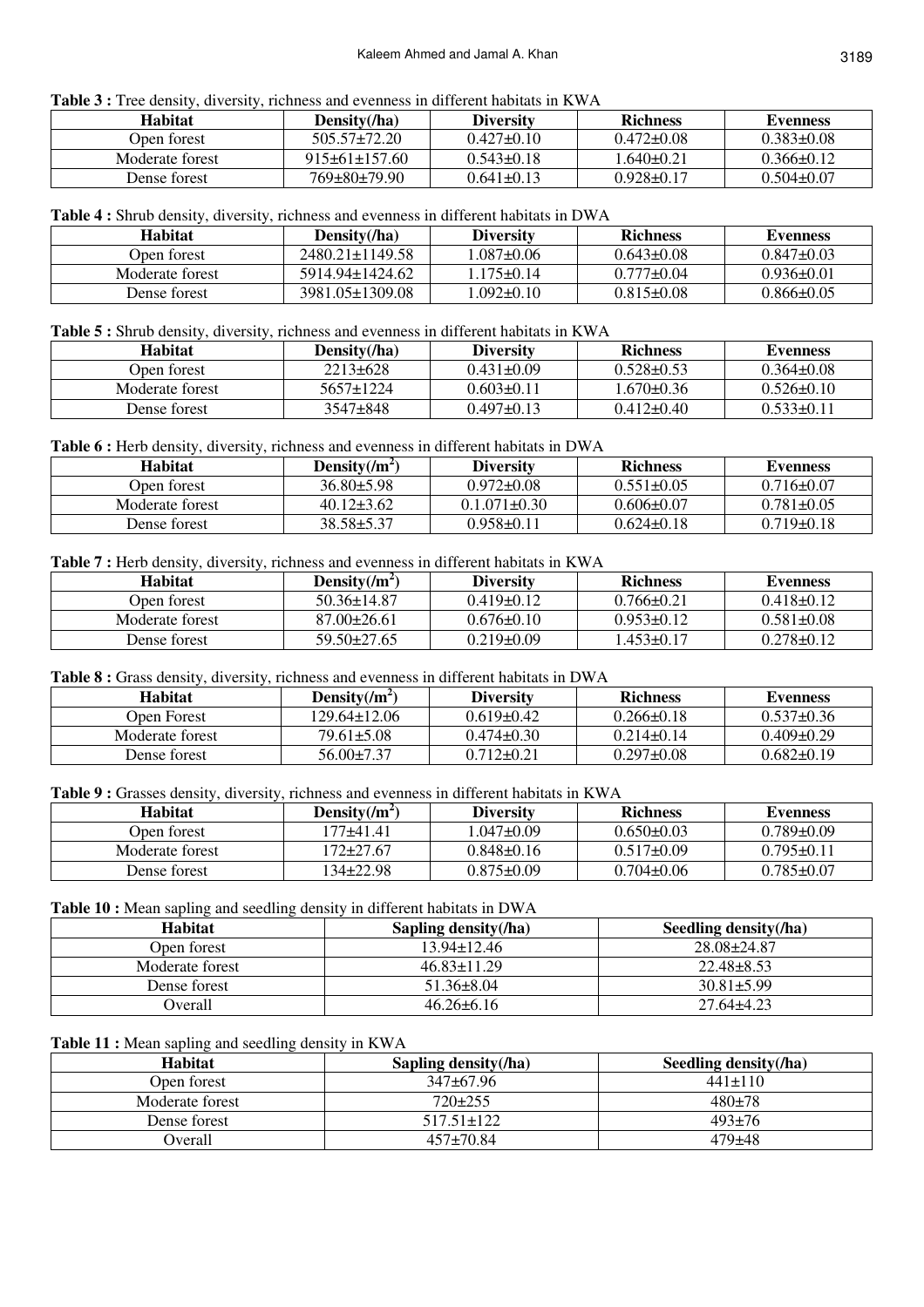**Table 3 :** Tree density, diversity, richness and evenness in different habitats in KWA

| Habitat | Density(/ha) | Diversity | Richness | Evenness |
|---|---|---|---|---|
| Open forest | 505.57±72.20 | 0.427±0.10 | 0.472±0.08 | 0.383±0.08 |
| Moderate forest | 915±61±157.60 | 0.543±0.18 | 1.640±0.21 | 0.366±0.12 |
| Dense forest | 769±80±79.90 | 0.641±0.13 | 0.928±0.17 | 0.504±0.07 |

**Table 4 :** Shrub density, diversity, richness and evenness in different habitats in DWA

| Habitat | Density(/ha) | Diversity | Richness | Evenness |
|---|---|---|---|---|
| Open forest | 2480.21±1149.58 | 1.087±0.06 | 0.643±0.08 | 0.847±0.03 |
| Moderate forest | 5914.94±1424.62 | 1.175±0.14 | 0.777±0.04 | 0.936±0.01 |
| Dense forest | 3981.05±1309.08 | 1.092±0.10 | 0.815±0.08 | 0.866±0.05 |

**Table 5 :** Shrub density, diversity, richness and evenness in different habitats in KWA

| Habitat | Density(/ha) | Diversity | Richness | Evenness |
|---|---|---|---|---|
| Open forest | 2213±628 | 0.431±0.09 | 0.528±0.53 | 0.364±0.08 |
| Moderate forest | 5657±1224 | 0.603±0.11 | 1.670±0.36 | 0.526±0.10 |
| Dense forest | 3547±848 | 0.497±0.13 | 0.412±0.40 | 0.533±0.11 |

**Table 6 :** Herb density, diversity, richness and evenness in different habitats in DWA

| Habitat | Density(/$m^2$) | Diversity | Richness | Evenness |
|---|---|---|---|---|
| Open forest | 36.80±5.98 | 0.972±0.08 | 0.551±0.05 | 0.716±0.07 |
| Moderate forest | 40.12±3.62 | 0.1.071±0.30 | 0.606±0.07 | 0.781±0.05 |
| Dense forest | 38.58±5.37 | 0.958±0.11 | 0.624±0.18 | 0.719±0.18 |

**Table 7 :** Herb density, diversity, richness and evenness in different habitats in KWA

| Habitat | Density(/$m^2$) | Diversity | Richness | Evenness |
|---|---|---|---|---|
| Open forest | 50.36±14.87 | 0.419±0.12 | 0.766±0.21 | 0.418±0.12 |
| Moderate forest | 87.00±26.61 | 0.676±0.10 | 0.953±0.12 | 0.581±0.08 |
| Dense forest | 59.50±27.65 | 0.219±0.09 | 1.453±0.17 | 0.278±0.12 |

**Table 8 :** Grass density, diversity, richness and evenness in different habitats in DWA

| Habitat | Density(/$m^2$) | Diversity | Richness | Evenness |
|---|---|---|---|---|
| Open Forest | 129.64±12.06 | 0.619±0.42 | 0.266±0.18 | 0.537±0.36 |
| Moderate forest | 79.61±5.08 | 0.474±0.30 | 0.214±0.14 | 0.409±0.29 |
| Dense forest | 56.00±7.37 | 0.712±0.21 | 0.297±0.08 | 0.682±0.19 |

**Table 9 :** Grasses density, diversity, richness and evenness in different habitats in KWA

| Habitat | Density(/$m^2$) | Diversity | Richness | Evenness |
|---|---|---|---|---|
| Open forest | 177±41.41 | 1.047±0.09 | 0.650±0.03 | 0.789±0.09 |
| Moderate forest | 172±27.67 | 0.848±0.16 | 0.517±0.09 | 0.795±0.11 |
| Dense forest | 134±22.98 | 0.875±0.09 | 0.704±0.06 | 0.785±0.07 |

**Table 10 :** Mean sapling and seedling density in different habitats in DWA

| Habitat | Sapling density(/ha) | Seedling density(/ha) |
|---|---|---|
| Open forest | 13.94±12.46 | 28.08±24.87 |
| Moderate forest | 46.83±11.29 | 22.48±8.53 |
| Dense forest | 51.36±8.04 | 30.81±5.99 |
| Overall | 46.26±6.16 | 27.64±4.23 |

**Table 11 :** Mean sapling and seedling density in KWA

| Habitat | Sapling density(/ha) | Seedling density(/ha) |
|---|---|---|
| Open forest | 347±67.96 | 441±110 |
| Moderate forest | 720±255 | 480±78 |
| Dense forest | 517.51±122 | 493±76 |
| Overall | 457±70.84 | 479±48 |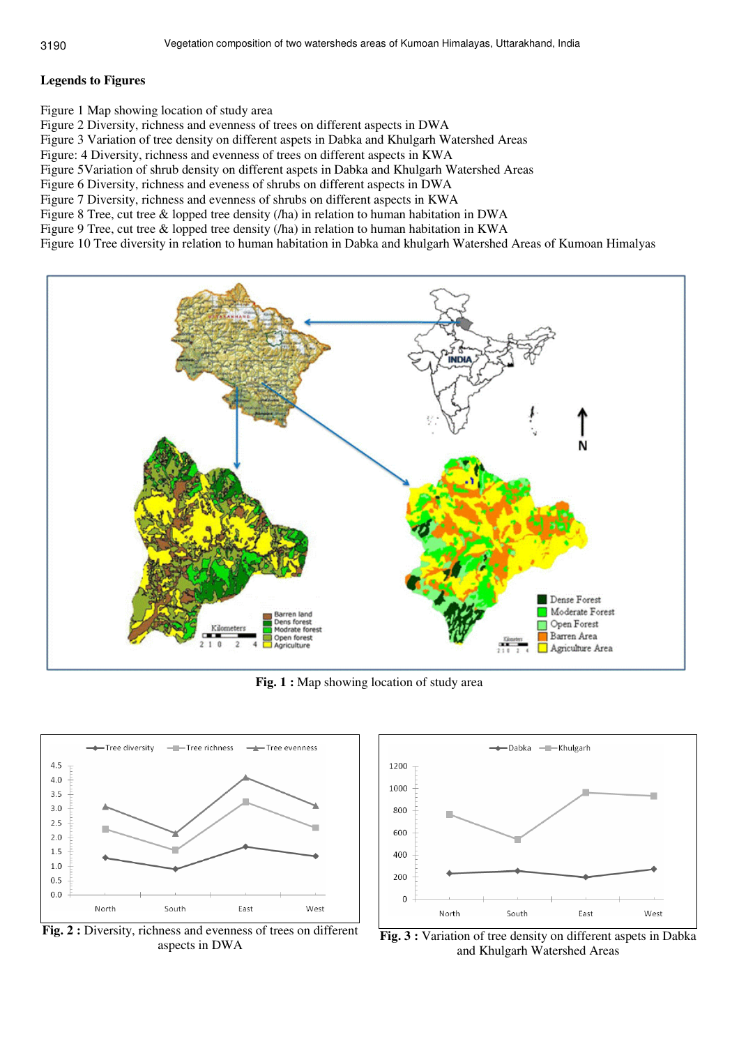**Legends to Figures**

Figure 1 Map showing location of study area
Figure 2 Diversity, richness and evenness of trees on different aspects in DWA
Figure 3 Variation of tree density on different aspects in Dabka and Khulgarh Watershed Areas
Figure: 4 Diversity, richness and evenness of trees on different aspects in KWA
Figure 5Variation of shrub density on different aspets in Dabka and Khulgarh Watershed Areas
Figure 6 Diversity, richness and eveness of shrubs on different aspects in DWA
Figure 7 Diversity, richness and evenness of shrubs on different aspects in KWA
Figure 8 Tree, cut tree & lopped tree density (/ha) in relation to human habitation in DWA
Figure 9 Tree, cut tree & lopped tree density (/ha) in relation to human habitation in KWA
Figure 10 Tree diversity in relation to human habitation in Dabka and khulgarh Watershed Areas of Kumoan Himalyas

**Fig. 1 :** Map showing location of study area

**Fig. 2 :** Diversity, richness and evenness of trees on different aspects in DWA

**Fig. 3 :** Variation of tree density on different aspects in Dabka and Khulgarh Watershed Areas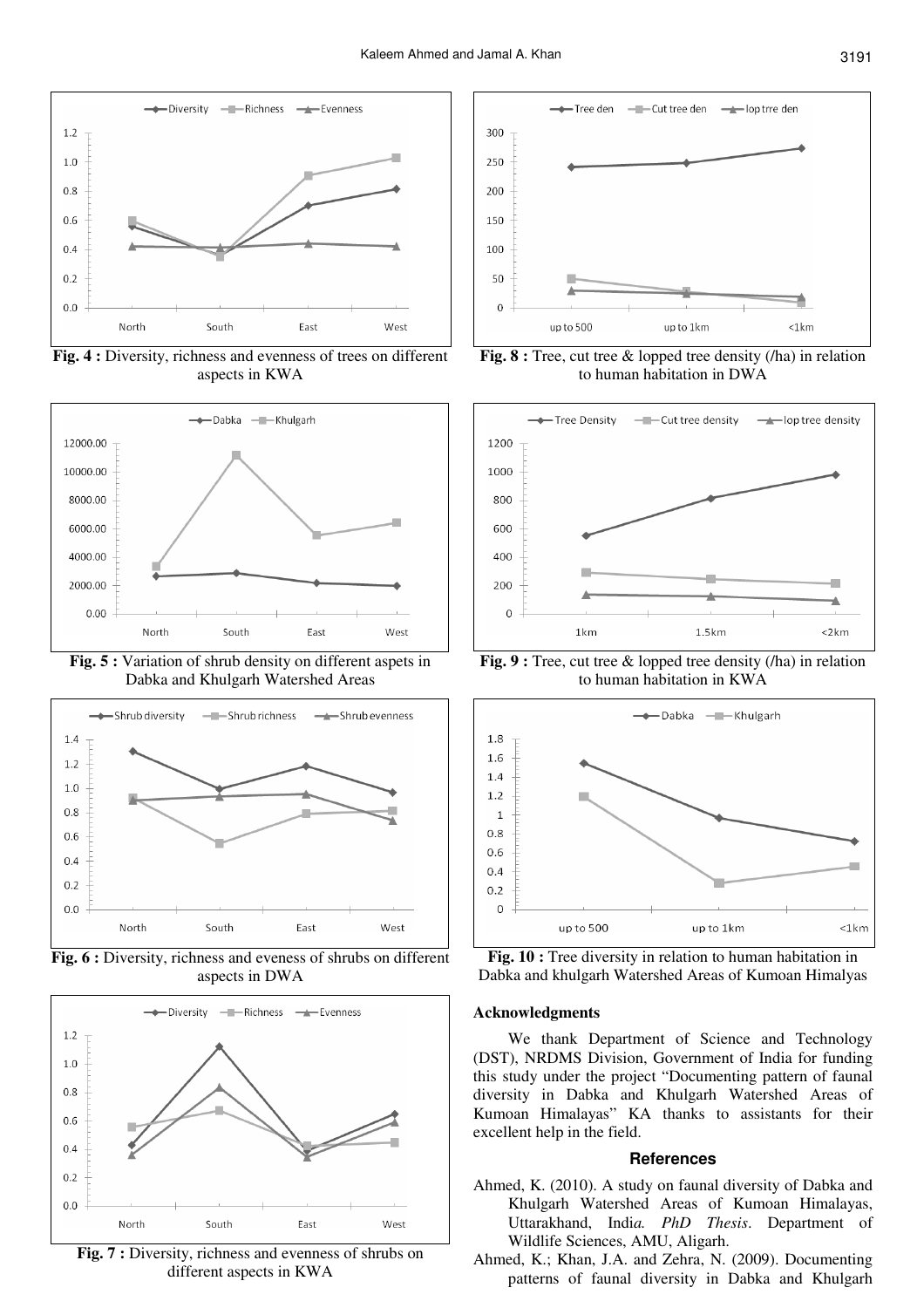**Fig. 4 :** Diversity, richness and evenness of trees on different aspects in KWA

**Fig. 5 :** Variation of shrub density on different aspets in Dabka and Khulgarh Watershed Areas

**Fig. 6 :** Diversity, richness and eveness of shrubs on different aspects in DWA

**Fig. 7 :** Diversity, richness and evenness of shrubs on different aspects in KWA

**Fig. 8 :** Tree, cut tree & lopped tree density (/ha) in relation to human habitation in DWA

**Fig. 9 :** Tree, cut tree & lopped tree density (/ha) in relation to human habitation in KWA

**Fig. 10 :** Tree diversity in relation to human habitation in Dabka and khulgarh Watershed Areas of Kumoan Himalyas

### Acknowledgments

We thank Department of Science and Technology (DST), NRDMS Division, Government of India for funding this study under the project "Documenting pattern of faunal diversity in Dabka and Khulgarh Watershed Areas of Kumoan Himalayas" KA thanks to assistants for their excellent help in the field.

## References

Ahmed, K. (2010). A study on faunal diversity of Dabka and Khulgarh Watershed Areas of Kumoan Himalayas, Uttarakhand, Indi*a. PhD Thesis*. Department of Wildlife Sciences, AMU, Aligarh.

Ahmed, K.; Khan, J.A. and Zehra, N. (2009). Documenting patterns of faunal diversity in Dabka and Khulgarh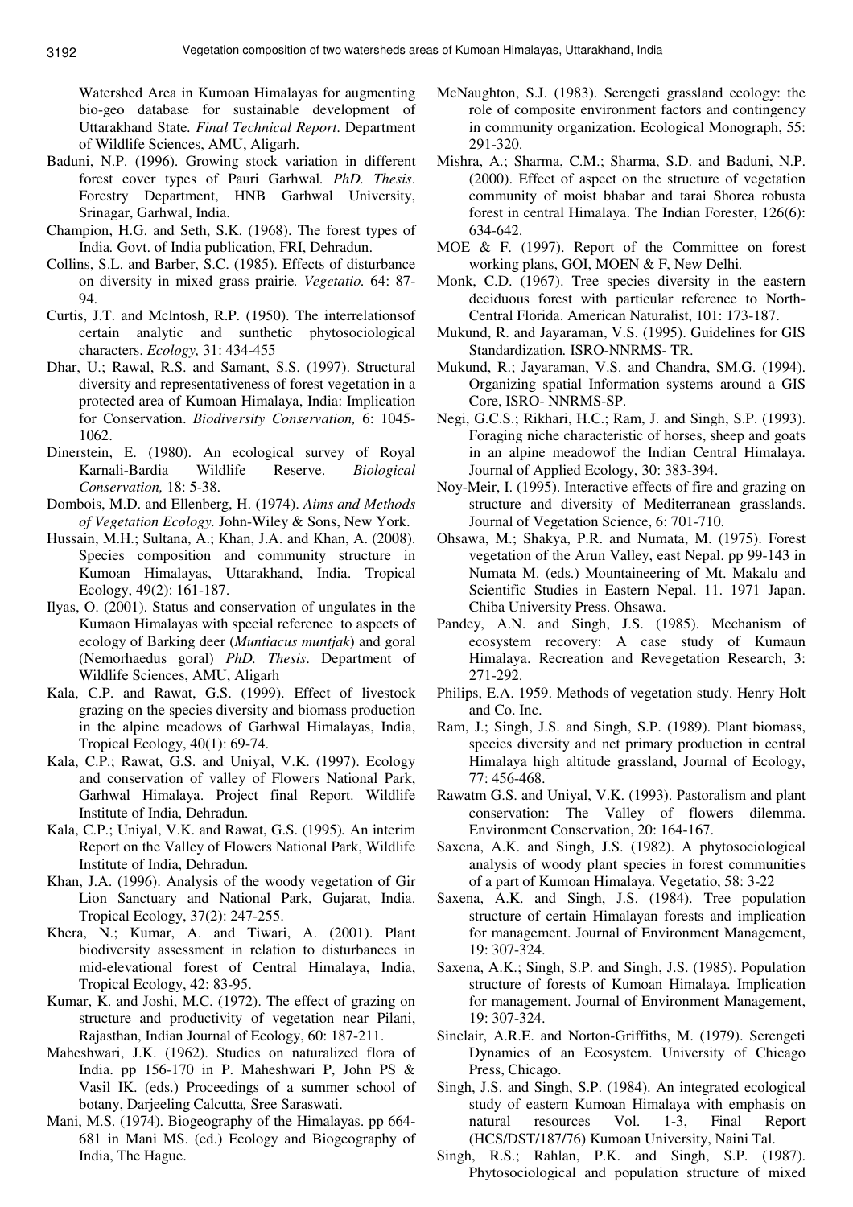Watershed Area in Kumoan Himalayas for augmenting bio-geo database for sustainable development of Uttarakhand State. *Final Technical Report*. Department of Wildlife Sciences, AMU, Aligarh.

Baduni, N.P. (1996). Growing stock variation in different forest cover types of Pauri Garhwal. *PhD. Thesis*. Forestry Department, HNB Garhwal University, Srinagar, Garhwal, India.

Champion, H.G. and Seth, S.K. (1968). The forest types of India. Govt. of India publication, FRI, Dehradun.

Collins, S.L. and Barber, S.C. (1985). Effects of disturbance on diversity in mixed grass prairie. *Vegetatio.* 64: 87-94.

Curtis, J.T. and Mclntosh, R.P. (1950). The interrelationsof certain analytic and sunthetic phytosociological characters. *Ecology,* 31: 434-455

Dhar, U.; Rawal, R.S. and Samant, S.S. (1997). Structural diversity and representativeness of forest vegetation in a protected area of Kumoan Himalaya, India: Implication for Conservation. *Biodiversity Conservation,* 6: 1045-1062.

Dinerstein, E. (1980). An ecological survey of Royal Karnali-Bardia Wildlife Reserve. *Biological Conservation,* 18: 5-38.

Dombois, M.D. and Ellenberg, H. (1974). *Aims and Methods of Vegetation Ecology.* John-Wiley & Sons, New York.

Hussain, M.H.; Sultana, A.; Khan, J.A. and Khan, A. (2008). Species composition and community structure in Kumoan Himalayas, Uttarakhand, India. Tropical Ecology, 49(2): 161-187.

Ilyas, O. (2001). Status and conservation of ungulates in the Kumaon Himalayas with special reference to aspects of ecology of Barking deer (*Muntiacus muntjak*) and goral (Nemorhaedus goral) *PhD. Thesis*. Department of Wildlife Sciences, AMU, Aligarh

Kala, C.P. and Rawat, G.S. (1999). Effect of livestock grazing on the species diversity and biomass production in the alpine meadows of Garhwal Himalayas, India, Tropical Ecology, 40(1): 69-74.

Kala, C.P.; Rawat, G.S. and Uniyal, V.K. (1997). Ecology and conservation of valley of Flowers National Park, Garhwal Himalaya. Project final Report. Wildlife Institute of India, Dehradun.

Kala, C.P.; Uniyal, V.K. and Rawat, G.S. (1995). An interim Report on the Valley of Flowers National Park, Wildlife Institute of India, Dehradun.

Khan, J.A. (1996). Analysis of the woody vegetation of Gir Lion Sanctuary and National Park, Gujarat, India. Tropical Ecology, 37(2): 247-255.

Khera, N.; Kumar, A. and Tiwari, A. (2001). Plant biodiversity assessment in relation to disturbances in mid-elevational forest of Central Himalaya, India, Tropical Ecology, 42: 83-95.

Kumar, K. and Joshi, M.C. (1972). The effect of grazing on structure and productivity of vegetation near Pilani, Rajasthan, Indian Journal of Ecology, 60: 187-211.

Maheshwari, J.K. (1962). Studies on naturalized flora of India. pp 156-170 in P. Maheshwari P, John PS & Vasil IK. (eds.) Proceedings of a summer school of botany, Darjeeling Calcutta*,* Sree Saraswati.

Mani, M.S. (1974). Biogeography of the Himalayas. pp 664-681 in Mani MS. (ed.) Ecology and Biogeography of India, The Hague.

McNaughton, S.J. (1983). Serengeti grassland ecology: the role of composite environment factors and contingency in community organization. Ecological Monograph, 55: 291-320.

Mishra, A.; Sharma, C.M.; Sharma, S.D. and Baduni, N.P. (2000). Effect of aspect on the structure of vegetation community of moist bhabar and tarai Shorea robusta forest in central Himalaya. The Indian Forester, 126(6): 634-642.

MOE & F. (1997). Report of the Committee on forest working plans, GOI, MOEN & F, New Delhi.

Monk, C.D. (1967). Tree species diversity in the eastern deciduous forest with particular reference to North-Central Florida. American Naturalist, 101: 173-187.

Mukund, R. and Jayaraman, V.S. (1995). Guidelines for GIS Standardization. ISRO-NNRMS- TR.

Mukund, R.; Jayaraman, V.S. and Chandra, SM.G. (1994). Organizing spatial Information systems around a GIS Core, ISRO- NNRMS-SP.

Negi, G.C.S.; Rikhari, H.C.; Ram, J. and Singh, S.P. (1993). Foraging niche characteristic of horses, sheep and goats in an alpine meadowof the Indian Central Himalaya. Journal of Applied Ecology, 30: 383-394.

Noy-Meir, I. (1995). Interactive effects of fire and grazing on structure and diversity of Mediterranean grasslands. Journal of Vegetation Science, 6: 701-710.

Ohsawa, M.; Shakya, P.R. and Numata, M. (1975). Forest vegetation of the Arun Valley, east Nepal. pp 99-143 in Numata M. (eds.) Mountaineering of Mt. Makalu and Scientific Studies in Eastern Nepal. 11. 1971 Japan. Chiba University Press. Ohsawa.

Pandey, A.N. and Singh, J.S. (1985). Mechanism of ecosystem recovery: A case study of Kumaun Himalaya. Recreation and Revegetation Research, 3: 271-292.

Philips, E.A. 1959. Methods of vegetation study. Henry Holt and Co. Inc.

Ram, J.; Singh, J.S. and Singh, S.P. (1989). Plant biomass, species diversity and net primary production in central Himalaya high altitude grassland, Journal of Ecology, 77: 456-468.

Rawatm G.S. and Uniyal, V.K. (1993). Pastoralism and plant conservation: The Valley of flowers dilemma. Environment Conservation, 20: 164-167.

Saxena, A.K. and Singh, J.S. (1982). A phytosociological analysis of woody plant species in forest communities of a part of Kumoan Himalaya. Vegetatio, 58: 3-22

Saxena, A.K. and Singh, J.S. (1984). Tree population structure of certain Himalayan forests and implication for management. Journal of Environment Management, 19: 307-324.

Saxena, A.K.; Singh, S.P. and Singh, J.S. (1985). Population structure of forests of Kumoan Himalaya. Implication for management. Journal of Environment Management, 19: 307-324.

Sinclair, A.R.E. and Norton-Griffiths, M. (1979). Serengeti Dynamics of an Ecosystem. University of Chicago Press, Chicago.

Singh, J.S. and Singh, S.P. (1984). An integrated ecological study of eastern Kumoan Himalaya with emphasis on natural resources Vol. 1-3, Final Report (HCS/DST/187/76) Kumoan University, Naini Tal.

Singh, R.S.; Rahlan, P.K. and Singh, S.P. (1987). Phytosociological and population structure of mixed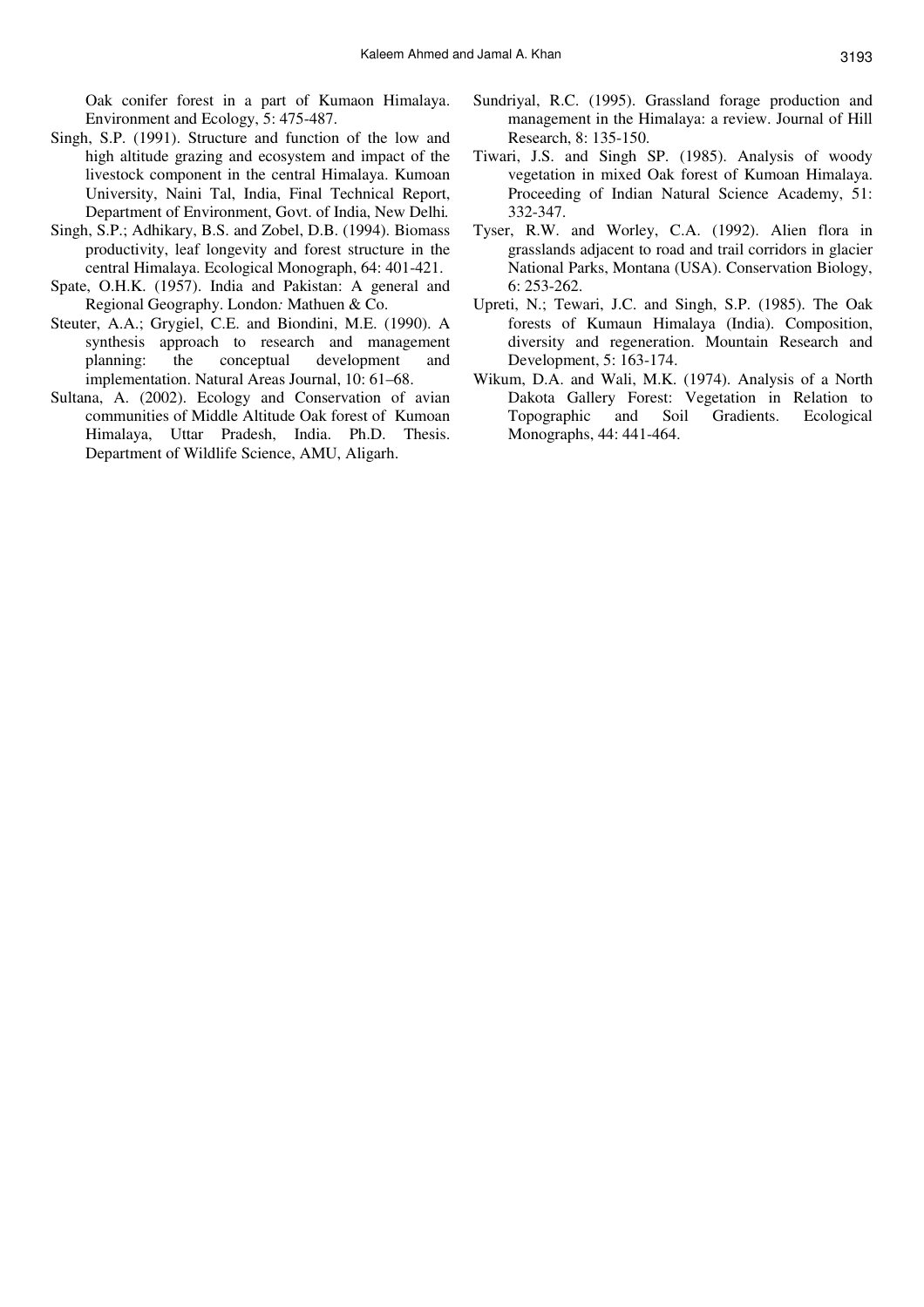Oak conifer forest in a part of Kumaon Himalaya. Environment and Ecology, 5: 475-487.

Singh, S.P. (1991). Structure and function of the low and high altitude grazing and ecosystem and impact of the livestock component in the central Himalaya. Kumoan University, Naini Tal, India, Final Technical Report, Department of Environment, Govt. of India, New Delhi.

Singh, S.P.; Adhikary, B.S. and Zobel, D.B. (1994). Biomass productivity, leaf longevity and forest structure in the central Himalaya. Ecological Monograph, 64: 401-421.

Spate, O.H.K. (1957). India and Pakistan: A general and Regional Geography. London: Mathuen & Co.

Steuter, A.A.; Grygiel, C.E. and Biondini, M.E. (1990). A synthesis approach to research and management planning: the conceptual development and implementation. Natural Areas Journal, 10: 61–68.

Sultana, A. (2002). Ecology and Conservation of avian communities of Middle Altitude Oak forest of Kumoan Himalaya, Uttar Pradesh, India. Ph.D. Thesis. Department of Wildlife Science, AMU, Aligarh.

Sundriyal, R.C. (1995). Grassland forage production and management in the Himalaya: a review. Journal of Hill Research, 8: 135-150.

Tiwari, J.S. and Singh SP. (1985). Analysis of woody vegetation in mixed Oak forest of Kumoan Himalaya. Proceeding of Indian Natural Science Academy, 51: 332-347.

Tyser, R.W. and Worley, C.A. (1992). Alien flora in grasslands adjacent to road and trail corridors in glacier National Parks, Montana (USA). Conservation Biology, 6: 253-262.

Upreti, N.; Tewari, J.C. and Singh, S.P. (1985). The Oak forests of Kumaun Himalaya (India). Composition, diversity and regeneration. Mountain Research and Development, 5: 163-174.

Wikum, D.A. and Wali, M.K. (1974). Analysis of a North Dakota Gallery Forest: Vegetation in Relation to Topographic and Soil Gradients. Ecological Monographs, 44: 441-464.